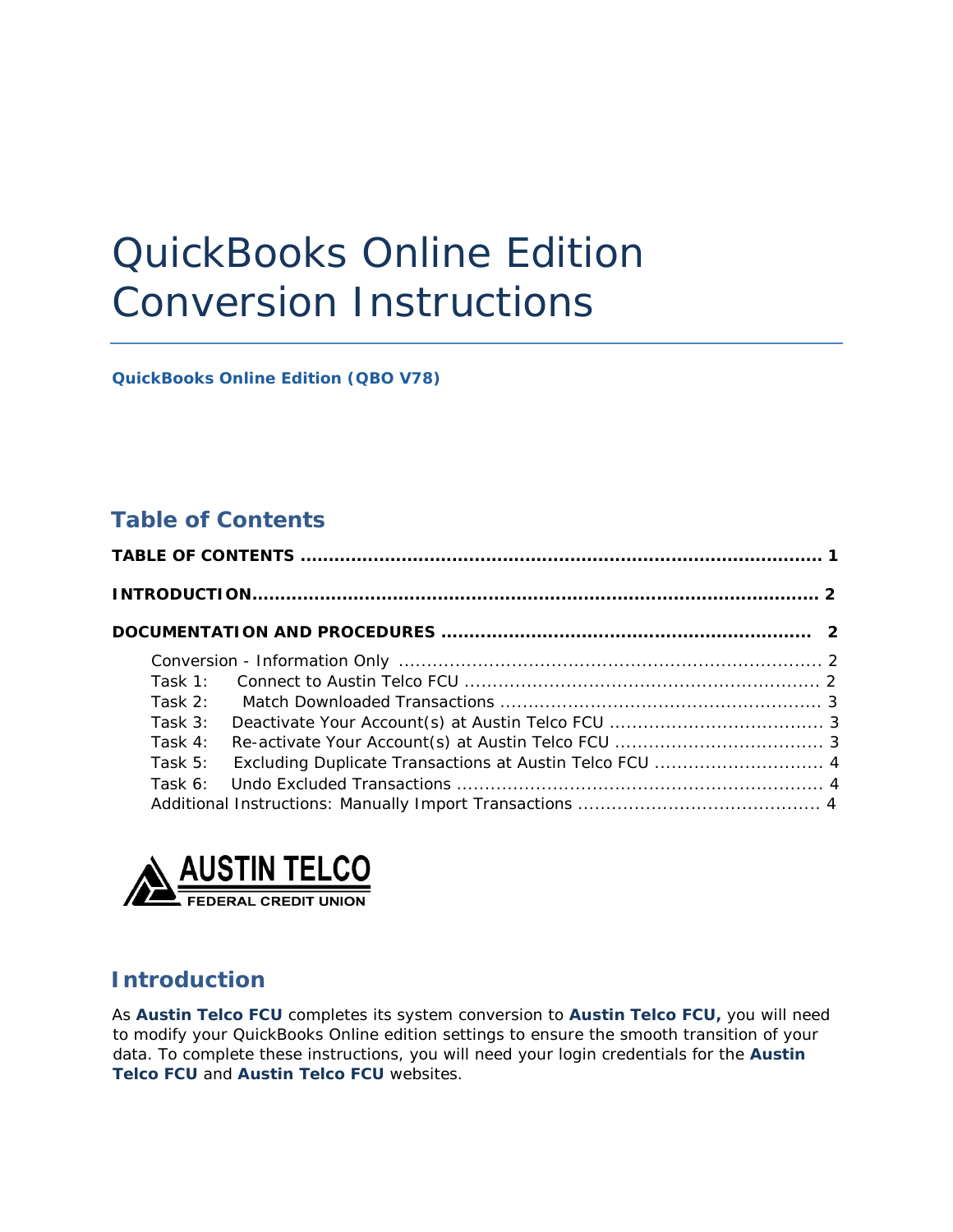# QuickBooks Online Edition Conversion Instructions

**QuickBooks Online Edition (QBO V78)**

## Table of Contents

**TABLE OF CONTENTS ........................................................................................ 1**

**INTRODUCTION................................................................................................ 2**

**DOCUMENTATION AND PROCEDURES ............................................................... 2**

- Conversion - Information Only ......................................................................... 2
- Task 1: Connect to Austin Telco FCU ............................................................. 2
- Task 2: Match Downloaded Transactions ....................................................... 3
- Task 3: Deactivate Your Account(s) at Austin Telco FCU .................................... 3
- Task 4: Re-activate Your Account(s) at Austin Telco FCU ................................... 3
- Task 5: Excluding Duplicate Transactions at Austin Telco FCU ............................. 4
- Task 6: Undo Excluded Transactions ............................................................... 4
- Additional Instructions: Manually Import Transactions ......................................... 4

AUSTIN TELCO FEDERAL CREDIT UNION

## Introduction

As **Austin Telco FCU** completes its system conversion to **Austin Telco FCU,** you will need to modify your QuickBooks Online edition settings to ensure the smooth transition of your data. To complete these instructions, you will need your login credentials for the **Austin Telco FCU** and **Austin Telco FCU** websites.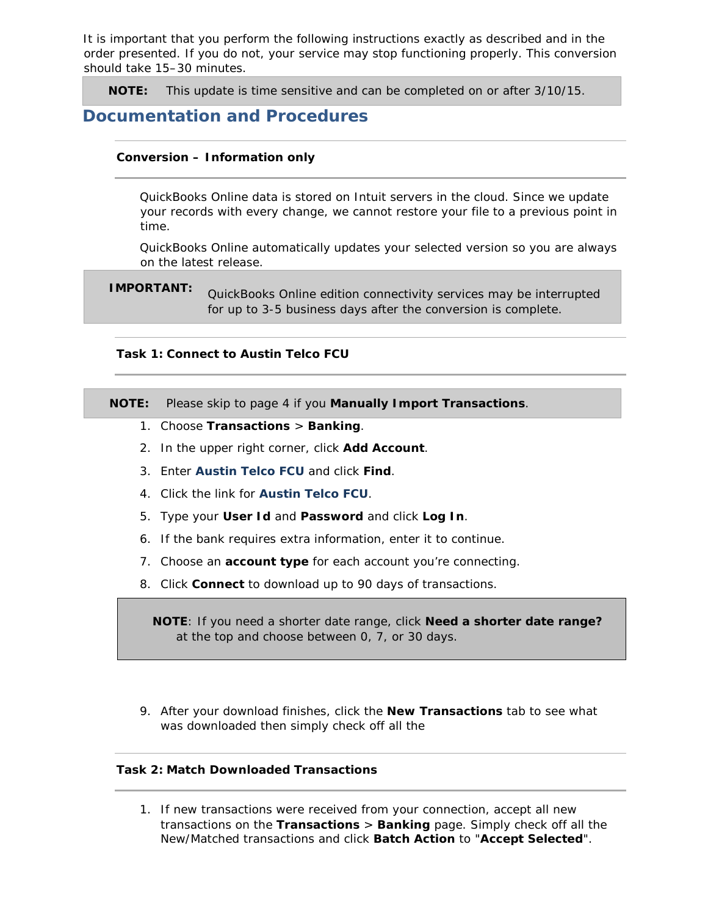It is important that you perform the following instructions exactly as described and in the order presented. If you do not, your service may stop functioning properly. This conversion should take 15–30 minutes.

> **NOTE:** This update is time sensitive and can be completed on or after 3/10/15.

## Documentation and Procedures

### Conversion – Information only

QuickBooks Online data is stored on Intuit servers in the cloud. Since we update your records with every change, we cannot restore your file to a previous point in time.

QuickBooks Online automatically updates your selected version so you are always on the latest release.

> **IMPORTANT:** QuickBooks Online edition connectivity services may be interrupted for up to 3-5 business days after the conversion is complete.

### Task 1: Connect to Austin Telco FCU

> **NOTE:** Please skip to page 4 if you **Manually Import Transactions**.

1. Choose **Transactions** > **Banking**.
2. In the upper right corner, click **Add Account**.
3. Enter **Austin Telco FCU** and click **Find**.
4. Click the link for **Austin Telco FCU**.
5. Type your **User Id** and **Password** and click **Log In**.
6. If the bank requires extra information, enter it to continue.
7. Choose an **account type** for each account you're connecting.
8. Click **Connect** to download up to 90 days of transactions.

> **NOTE**: If you need a shorter date range, click **Need a shorter date range?** at the top and choose between 0, 7, or 30 days.

9. After your download finishes, click the **New Transactions** tab to see what was downloaded then simply check off all the

### Task 2: Match Downloaded Transactions

1. If new transactions were received from your connection, accept all new transactions on the **Transactions** > **Banking** page. Simply check off all the New/Matched transactions and click **Batch Action** to "**Accept Selected**".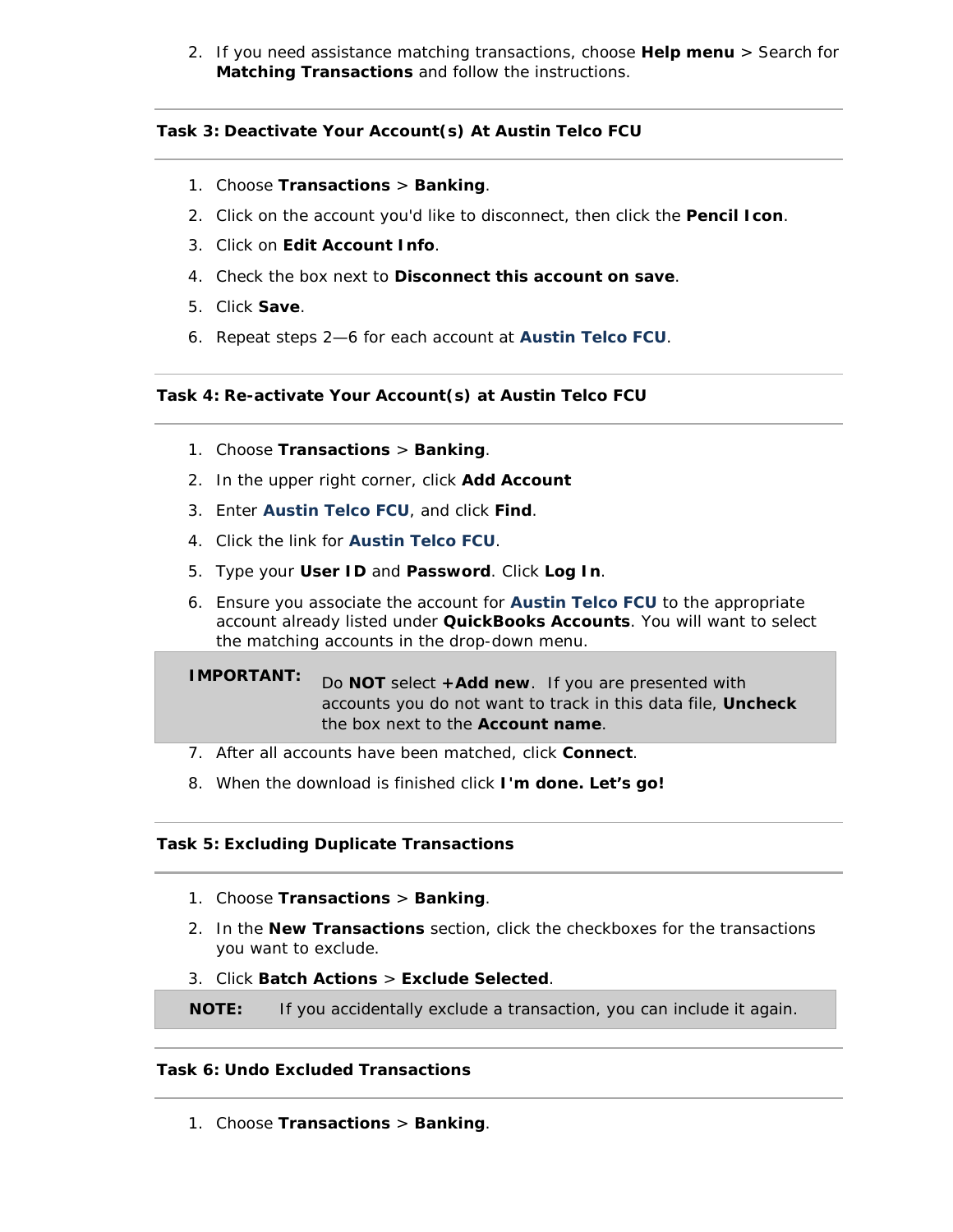2. If you need assistance matching transactions, choose **Help menu** > Search for **Matching Transactions** and follow the instructions.

---

### Task 3: Deactivate Your Account(s) At Austin Telco FCU

---

1. Choose **Transactions** > **Banking**.
2. Click on the account you'd like to disconnect, then click the **Pencil Icon**.
3. Click on **Edit Account Info**.
4. Check the box next to **Disconnect this account on save**.
5. Click **Save**.
6. Repeat steps 2—6 for each account at **Austin Telco FCU**.

---

### Task 4: Re-activate Your Account(s) at Austin Telco FCU

---

1. Choose **Transactions** > **Banking**.
2. In the upper right corner, click **Add Account**
3. Enter **Austin Telco FCU**, and click **Find**.
4. Click the link for **Austin Telco FCU**.
5. Type your **User ID** and **Password**. Click **Log In**.
6. Ensure you associate the account for **Austin Telco FCU** to the appropriate account already listed under **QuickBooks Accounts**. You will want to select the matching accounts in the drop-down menu.

> **IMPORTANT:** Do **NOT** select **+Add new**. If you are presented with accounts you do not want to track in this data file, **Uncheck** the box next to the **Account name**.

7. After all accounts have been matched, click **Connect**.
8. When the download is finished click **I'm done. Let's go!**

---

### Task 5: Excluding Duplicate Transactions

---

1. Choose **Transactions** > **Banking**.
2. In the **New Transactions** section, click the checkboxes for the transactions you want to exclude.
3. Click **Batch Actions** > **Exclude Selected**.

> **NOTE:** If you accidentally exclude a transaction, you can include it again.

---

### Task 6: Undo Excluded Transactions

---

1. Choose **Transactions** > **Banking**.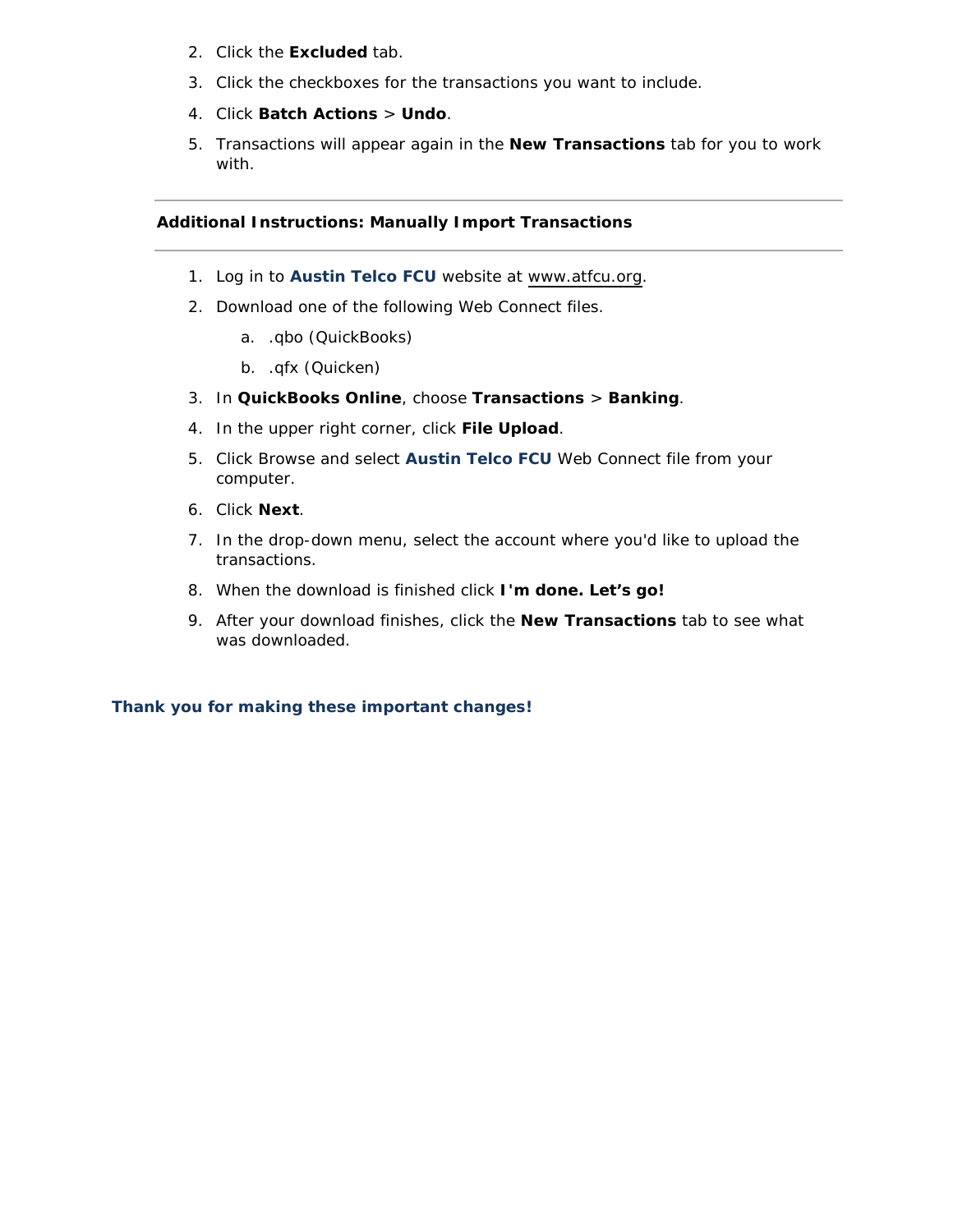2. Click the **Excluded** tab.
3. Click the checkboxes for the transactions you want to include.
4. Click **Batch Actions** > **Undo**.
5. Transactions will appear again in the **New Transactions** tab for you to work with.

---

**Additional Instructions: Manually Import Transactions**

---

1. Log in to **Austin Telco FCU** website at www.atfcu.org.
2. Download one of the following Web Connect files.
   a. .qbo (QuickBooks)
   b. .qfx (Quicken)
3. In **QuickBooks Online**, choose **Transactions** > **Banking**.
4. In the upper right corner, click **File Upload**.
5. Click Browse and select **Austin Telco FCU** Web Connect file from your computer.
6. Click **Next**.
7. In the drop-down menu, select the account where you'd like to upload the transactions.
8. When the download is finished click **I'm done. Let's go!**
9. After your download finishes, click the **New Transactions** tab to see what was downloaded.

**Thank you for making these important changes!**